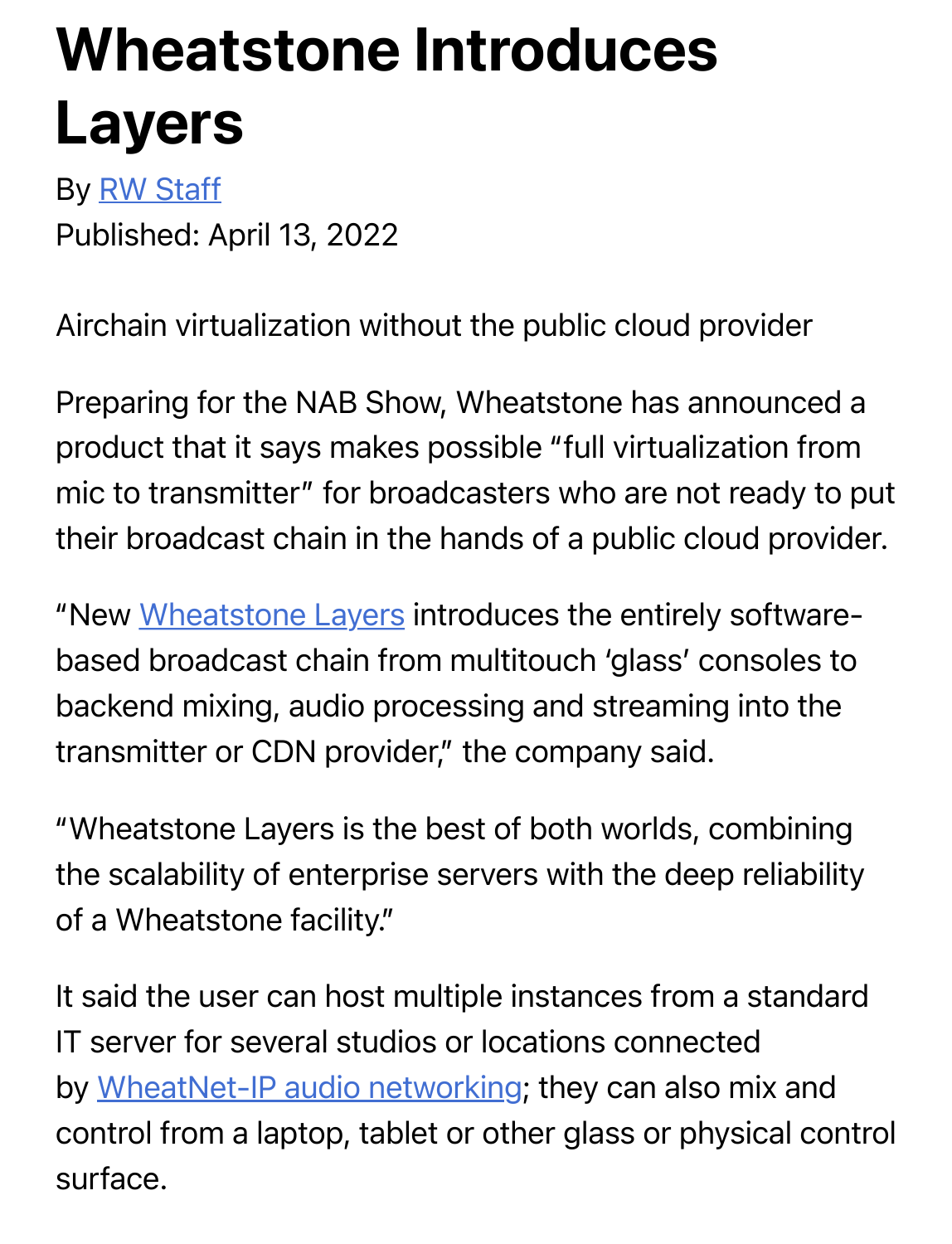# Wheatstone Introduces Layers

By RW Staff
Published: April 13, 2022

Airchain virtualization without the public cloud provider

Preparing for the NAB Show, Wheatstone has announced a product that it says makes possible "full virtualization from mic to transmitter" for broadcasters who are not ready to put their broadcast chain in the hands of a public cloud provider.

"New Wheatstone Layers introduces the entirely software-based broadcast chain from multitouch 'glass' consoles to backend mixing, audio processing and streaming into the transmitter or CDN provider," the company said.

"Wheatstone Layers is the best of both worlds, combining the scalability of enterprise servers with the deep reliability of a Wheatstone facility."

It said the user can host multiple instances from a standard IT server for several studios or locations connected by WheatNet-IP audio networking; they can also mix and control from a laptop, tablet or other glass or physical control surface.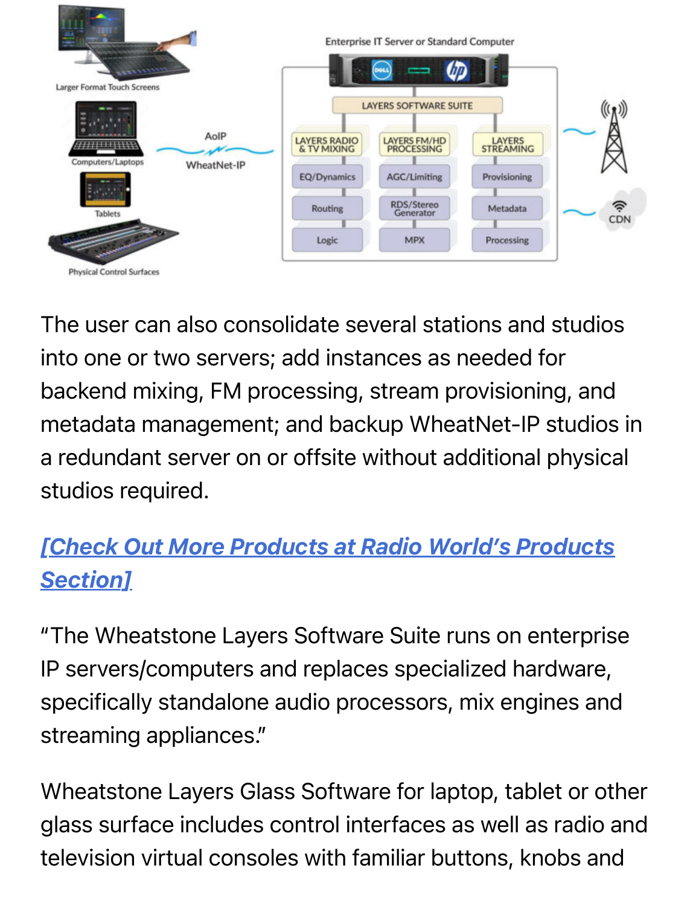The user can also consolidate several stations and studios into one or two servers; add instances as needed for backend mixing, FM processing, stream provisioning, and metadata management; and backup WheatNet-IP studios in a redundant server on or offsite without additional physical studios required.

***[Check Out More Products at Radio World's Products Section]***

"The Wheatstone Layers Software Suite runs on enterprise IP servers/computers and replaces specialized hardware, specifically standalone audio processors, mix engines and streaming appliances."

Wheatstone Layers Glass Software for laptop, tablet or other glass surface includes control interfaces as well as radio and television virtual consoles with familiar buttons, knobs and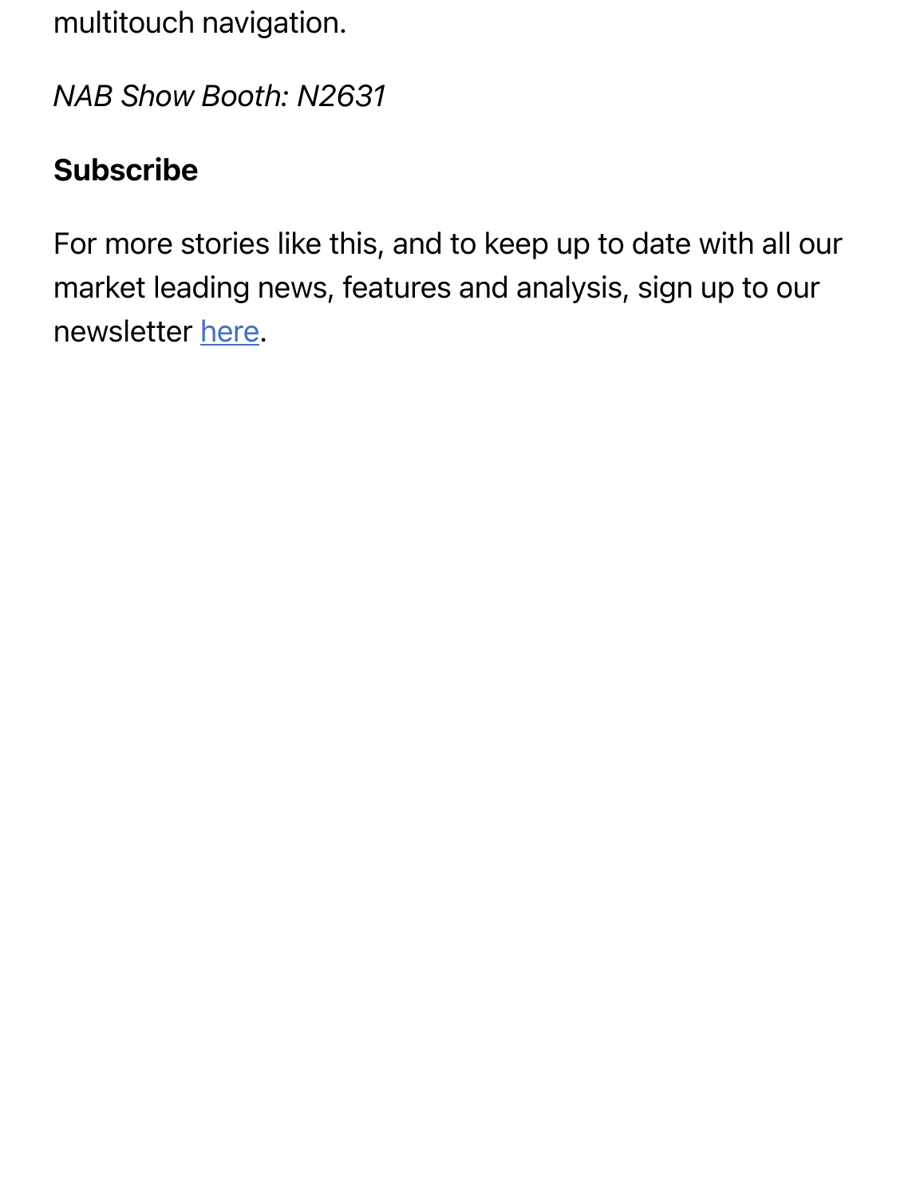multitouch navigation.

*NAB Show Booth: N2631*

**Subscribe**

For more stories like this, and to keep up to date with all our market leading news, features and analysis, sign up to our newsletter [here](#).